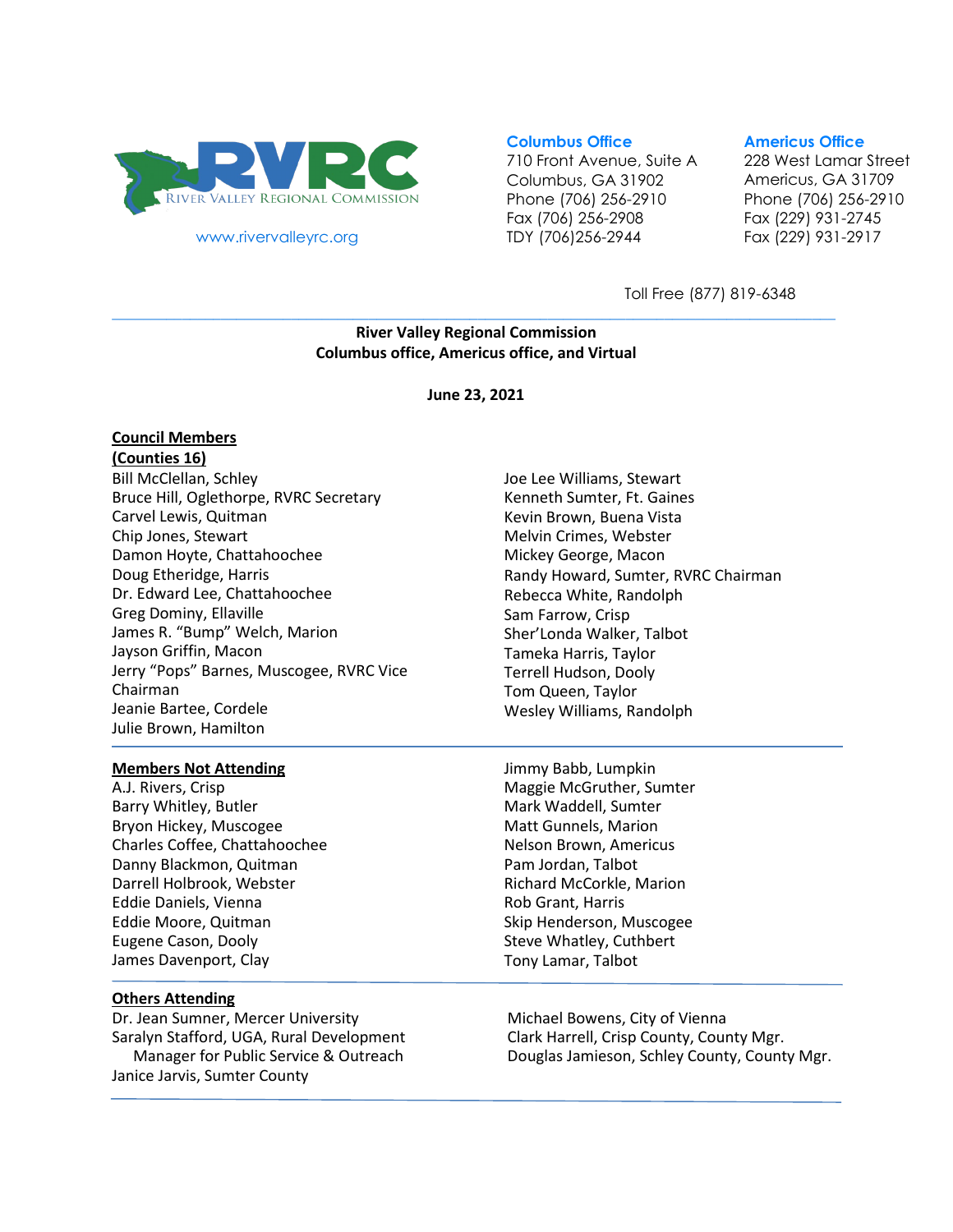RVRC
RIVER VALLEY REGIONAL COMMISSION

www.rivervalleyrc.org

**Columbus Office**
710 Front Avenue, Suite A
Columbus, GA 31902
Phone (706) 256-2910
Fax (706) 256-2908
TDY (706)256-2944

**Americus Office**
228 West Lamar Street
Americus, GA 31709
Phone (706) 256-2910
Fax (229) 931-2745
Fax (229) 931-2917

Toll Free (877) 819-6348

---

**River Valley Regional Commission**
**Columbus office, Americus office, and Virtual**

**June 23, 2021**

**Council Members**
**(Counties 16)**

Bill McClellan, Schley
Bruce Hill, Oglethorpe, RVRC Secretary
Carvel Lewis, Quitman
Chip Jones, Stewart
Damon Hoyte, Chattahoochee
Doug Etheridge, Harris
Dr. Edward Lee, Chattahoochee
Greg Dominy, Ellaville
James R. "Bump" Welch, Marion
Jayson Griffin, Macon
Jerry "Pops" Barnes, Muscogee, RVRC Vice Chairman
Jeanie Bartee, Cordele
Julie Brown, Hamilton
Joe Lee Williams, Stewart
Kenneth Sumter, Ft. Gaines
Kevin Brown, Buena Vista
Melvin Crimes, Webster
Mickey George, Macon
Randy Howard, Sumter, RVRC Chairman
Rebecca White, Randolph
Sam Farrow, Crisp
Sher'Londa Walker, Talbot
Tameka Harris, Taylor
Terrell Hudson, Dooly
Tom Queen, Taylor
Wesley Williams, Randolph

---

**Members Not Attending**

A.J. Rivers, Crisp
Barry Whitley, Butler
Bryon Hickey, Muscogee
Charles Coffee, Chattahoochee
Danny Blackmon, Quitman
Darrell Holbrook, Webster
Eddie Daniels, Vienna
Eddie Moore, Quitman
Eugene Cason, Dooly
James Davenport, Clay
Jimmy Babb, Lumpkin
Maggie McGruther, Sumter
Mark Waddell, Sumter
Matt Gunnels, Marion
Nelson Brown, Americus
Pam Jordan, Talbot
Richard McCorkle, Marion
Rob Grant, Harris
Skip Henderson, Muscogee
Steve Whatley, Cuthbert
Tony Lamar, Talbot

---

**Others Attending**

Dr. Jean Sumner, Mercer University
Saralyn Stafford, UGA, Rural Development Manager for Public Service & Outreach
Janice Jarvis, Sumter County
Michael Bowens, City of Vienna
Clark Harrell, Crisp County, County Mgr.
Douglas Jamieson, Schley County, County Mgr.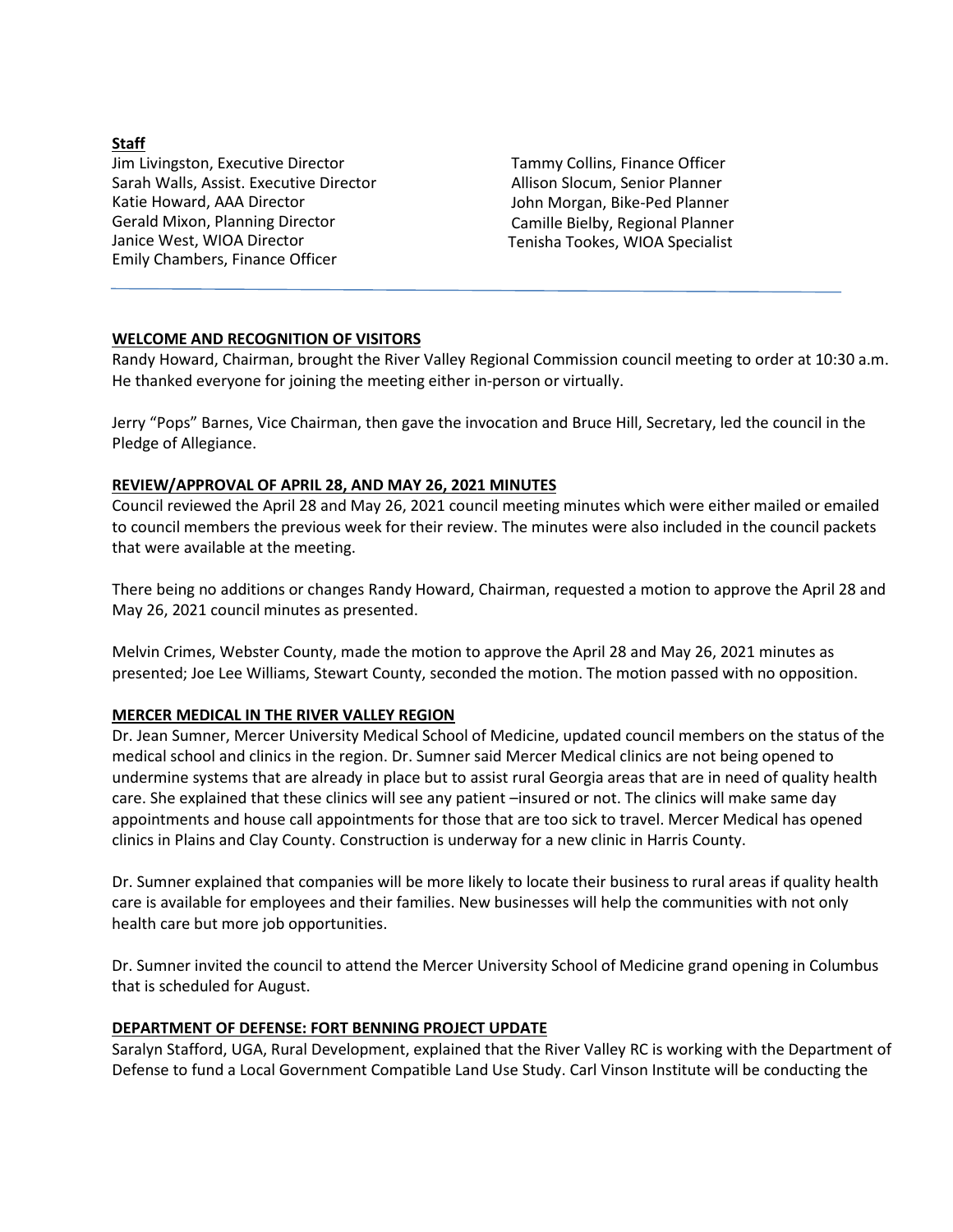**Staff**

Jim Livingston, Executive Director
Sarah Walls, Assist. Executive Director
Katie Howard, AAA Director
Gerald Mixon, Planning Director
Janice West, WIOA Director
Emily Chambers, Finance Officer
Tammy Collins, Finance Officer
Allison Slocum, Senior Planner
John Morgan, Bike-Ped Planner
Camille Bielby, Regional Planner
Tenisha Tookes, WIOA Specialist

---

**WELCOME AND RECOGNITION OF VISITORS**

Randy Howard, Chairman, brought the River Valley Regional Commission council meeting to order at 10:30 a.m. He thanked everyone for joining the meeting either in-person or virtually.

Jerry "Pops" Barnes, Vice Chairman, then gave the invocation and Bruce Hill, Secretary, led the council in the Pledge of Allegiance.

**REVIEW/APPROVAL OF APRIL 28, AND MAY 26, 2021 MINUTES**

Council reviewed the April 28 and May 26, 2021 council meeting minutes which were either mailed or emailed to council members the previous week for their review. The minutes were also included in the council packets that were available at the meeting.

There being no additions or changes Randy Howard, Chairman, requested a motion to approve the April 28 and May 26, 2021 council minutes as presented.

Melvin Crimes, Webster County, made the motion to approve the April 28 and May 26, 2021 minutes as presented; Joe Lee Williams, Stewart County, seconded the motion. The motion passed with no opposition.

**MERCER MEDICAL IN THE RIVER VALLEY REGION**

Dr. Jean Sumner, Mercer University Medical School of Medicine, updated council members on the status of the medical school and clinics in the region. Dr. Sumner said Mercer Medical clinics are not being opened to undermine systems that are already in place but to assist rural Georgia areas that are in need of quality health care. She explained that these clinics will see any patient –insured or not. The clinics will make same day appointments and house call appointments for those that are too sick to travel. Mercer Medical has opened clinics in Plains and Clay County. Construction is underway for a new clinic in Harris County.

Dr. Sumner explained that companies will be more likely to locate their business to rural areas if quality health care is available for employees and their families. New businesses will help the communities with not only health care but more job opportunities.

Dr. Sumner invited the council to attend the Mercer University School of Medicine grand opening in Columbus that is scheduled for August.

**DEPARTMENT OF DEFENSE: FORT BENNING PROJECT UPDATE**

Saralyn Stafford, UGA, Rural Development, explained that the River Valley RC is working with the Department of Defense to fund a Local Government Compatible Land Use Study. Carl Vinson Institute will be conducting the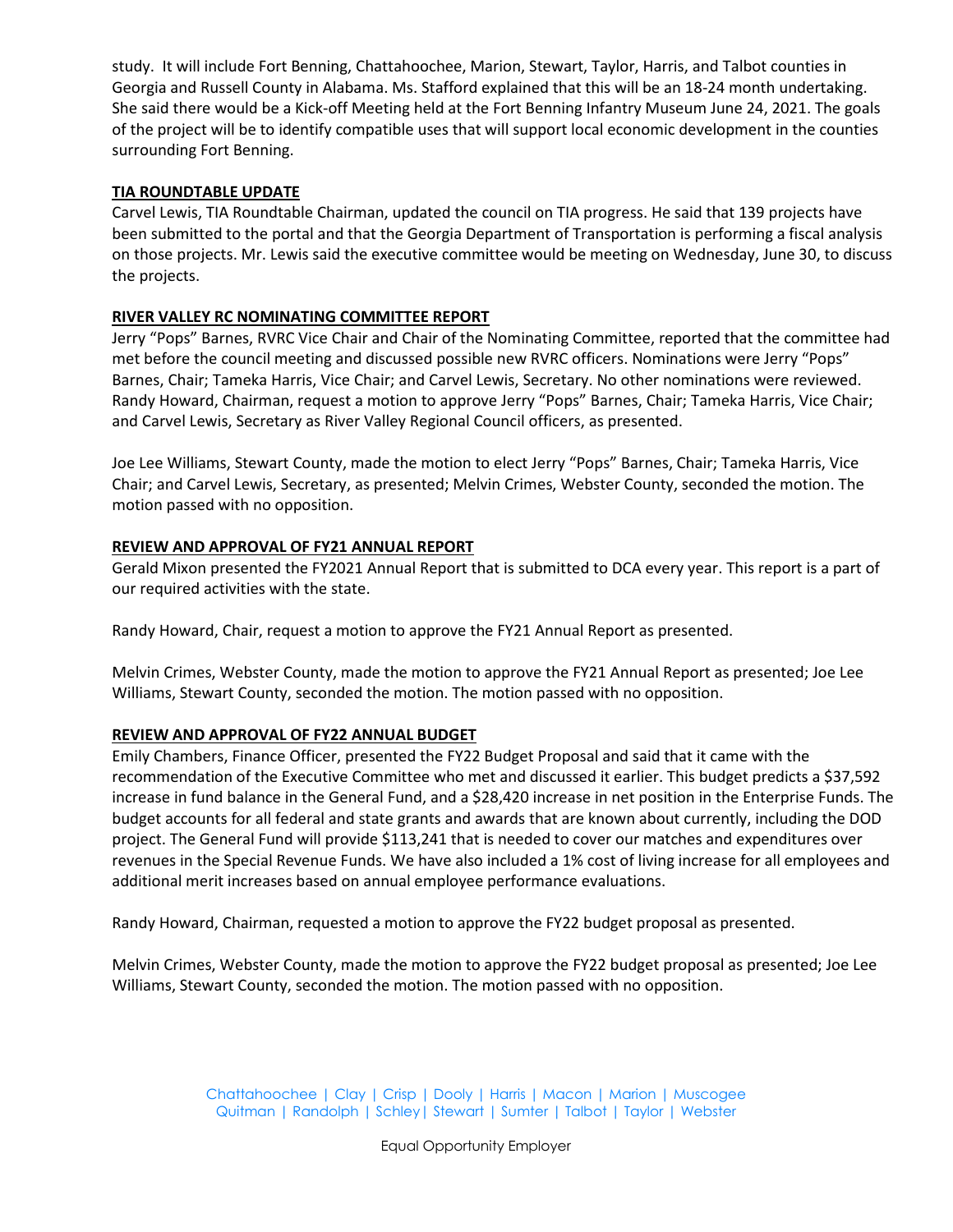study. It will include Fort Benning, Chattahoochee, Marion, Stewart, Taylor, Harris, and Talbot counties in Georgia and Russell County in Alabama. Ms. Stafford explained that this will be an 18-24 month undertaking. She said there would be a Kick-off Meeting held at the Fort Benning Infantry Museum June 24, 2021. The goals of the project will be to identify compatible uses that will support local economic development in the counties surrounding Fort Benning.

**TIA ROUNDTABLE UPDATE**

Carvel Lewis, TIA Roundtable Chairman, updated the council on TIA progress. He said that 139 projects have been submitted to the portal and that the Georgia Department of Transportation is performing a fiscal analysis on those projects. Mr. Lewis said the executive committee would be meeting on Wednesday, June 30, to discuss the projects.

**RIVER VALLEY RC NOMINATING COMMITTEE REPORT**

Jerry "Pops" Barnes, RVRC Vice Chair and Chair of the Nominating Committee, reported that the committee had met before the council meeting and discussed possible new RVRC officers. Nominations were Jerry "Pops" Barnes, Chair; Tameka Harris, Vice Chair; and Carvel Lewis, Secretary. No other nominations were reviewed. Randy Howard, Chairman, request a motion to approve Jerry "Pops" Barnes, Chair; Tameka Harris, Vice Chair; and Carvel Lewis, Secretary as River Valley Regional Council officers, as presented.

Joe Lee Williams, Stewart County, made the motion to elect Jerry "Pops" Barnes, Chair; Tameka Harris, Vice Chair; and Carvel Lewis, Secretary, as presented; Melvin Crimes, Webster County, seconded the motion. The motion passed with no opposition.

**REVIEW AND APPROVAL OF FY21 ANNUAL REPORT**

Gerald Mixon presented the FY2021 Annual Report that is submitted to DCA every year. This report is a part of our required activities with the state.

Randy Howard, Chair, request a motion to approve the FY21 Annual Report as presented.

Melvin Crimes, Webster County, made the motion to approve the FY21 Annual Report as presented; Joe Lee Williams, Stewart County, seconded the motion. The motion passed with no opposition.

**REVIEW AND APPROVAL OF FY22 ANNUAL BUDGET**

Emily Chambers, Finance Officer, presented the FY22 Budget Proposal and said that it came with the recommendation of the Executive Committee who met and discussed it earlier. This budget predicts a $37,592 increase in fund balance in the General Fund, and a $28,420 increase in net position in the Enterprise Funds. The budget accounts for all federal and state grants and awards that are known about currently, including the DOD project. The General Fund will provide $113,241 that is needed to cover our matches and expenditures over revenues in the Special Revenue Funds. We have also included a 1% cost of living increase for all employees and additional merit increases based on annual employee performance evaluations.

Randy Howard, Chairman, requested a motion to approve the FY22 budget proposal as presented.

Melvin Crimes, Webster County, made the motion to approve the FY22 budget proposal as presented; Joe Lee Williams, Stewart County, seconded the motion. The motion passed with no opposition.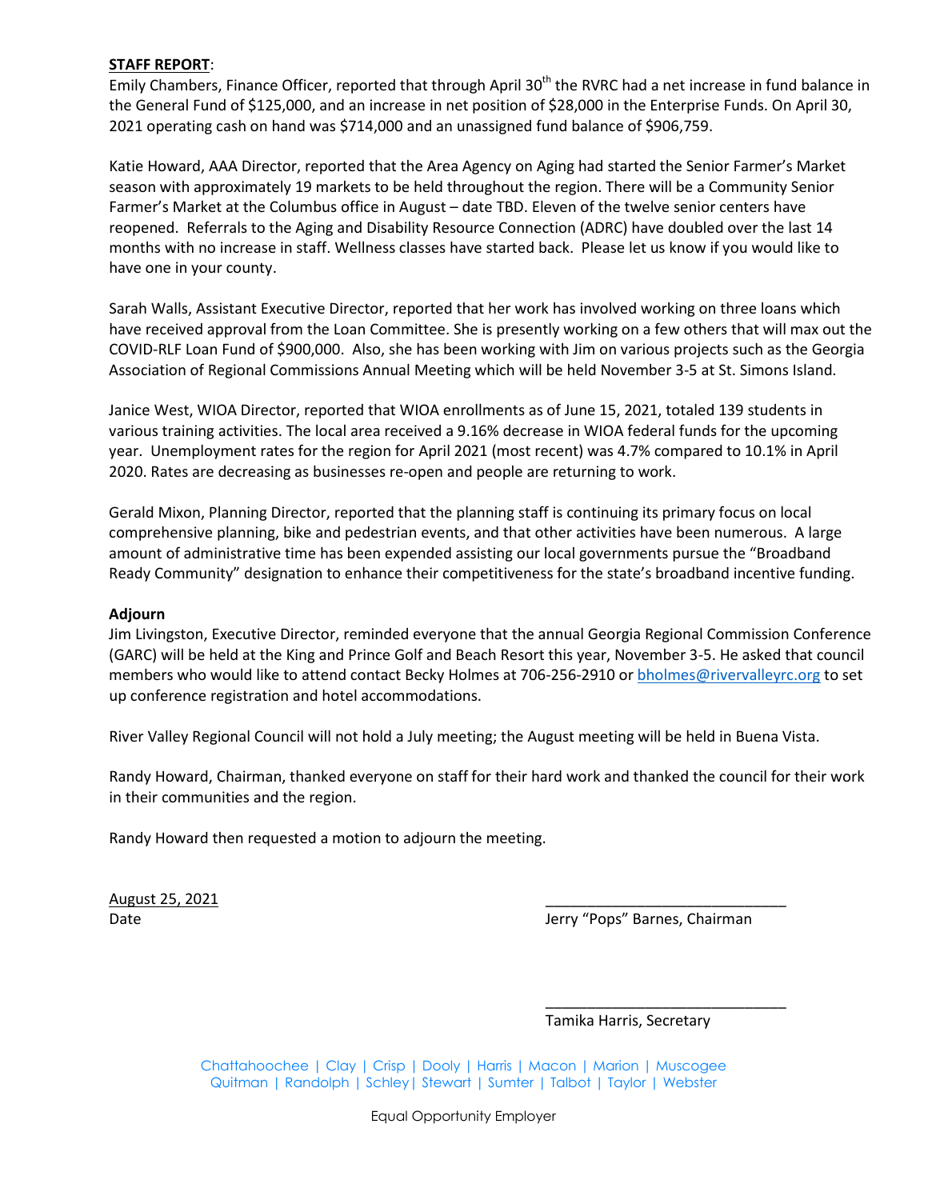**STAFF REPORT**:

Emily Chambers, Finance Officer, reported that through April 30th the RVRC had a net increase in fund balance in the General Fund of $125,000, and an increase in net position of $28,000 in the Enterprise Funds. On April 30, 2021 operating cash on hand was $714,000 and an unassigned fund balance of $906,759.

Katie Howard, AAA Director, reported that the Area Agency on Aging had started the Senior Farmer's Market season with approximately 19 markets to be held throughout the region. There will be a Community Senior Farmer's Market at the Columbus office in August – date TBD. Eleven of the twelve senior centers have reopened. Referrals to the Aging and Disability Resource Connection (ADRC) have doubled over the last 14 months with no increase in staff. Wellness classes have started back. Please let us know if you would like to have one in your county.

Sarah Walls, Assistant Executive Director, reported that her work has involved working on three loans which have received approval from the Loan Committee. She is presently working on a few others that will max out the COVID-RLF Loan Fund of $900,000. Also, she has been working with Jim on various projects such as the Georgia Association of Regional Commissions Annual Meeting which will be held November 3-5 at St. Simons Island.

Janice West, WIOA Director, reported that WIOA enrollments as of June 15, 2021, totaled 139 students in various training activities. The local area received a 9.16% decrease in WIOA federal funds for the upcoming year. Unemployment rates for the region for April 2021 (most recent) was 4.7% compared to 10.1% in April 2020. Rates are decreasing as businesses re-open and people are returning to work.

Gerald Mixon, Planning Director, reported that the planning staff is continuing its primary focus on local comprehensive planning, bike and pedestrian events, and that other activities have been numerous. A large amount of administrative time has been expended assisting our local governments pursue the "Broadband Ready Community" designation to enhance their competitiveness for the state's broadband incentive funding.

**Adjourn**

Jim Livingston, Executive Director, reminded everyone that the annual Georgia Regional Commission Conference (GARC) will be held at the King and Prince Golf and Beach Resort this year, November 3-5. He asked that council members who would like to attend contact Becky Holmes at 706-256-2910 or bholmes@rivervalleyrc.org to set up conference registration and hotel accommodations.

River Valley Regional Council will not hold a July meeting; the August meeting will be held in Buena Vista.

Randy Howard, Chairman, thanked everyone on staff for their hard work and thanked the council for their work in their communities and the region.

Randy Howard then requested a motion to adjourn the meeting.

August 25, 2021
Date

\_\_\_\_\_\_\_\_\_\_\_\_\_\_\_\_\_\_\_\_\_\_\_\_\_\_\_\_\_\_
Jerry "Pops" Barnes, Chairman

\_\_\_\_\_\_\_\_\_\_\_\_\_\_\_\_\_\_\_\_\_\_\_\_\_\_\_\_\_\_
Tamika Harris, Secretary

Chattahoochee | Clay | Crisp | Dooly | Harris | Macon | Marion | Muscogee
Quitman | Randolph | Schley | Stewart | Sumter | Talbot | Taylor | Webster

Equal Opportunity Employer